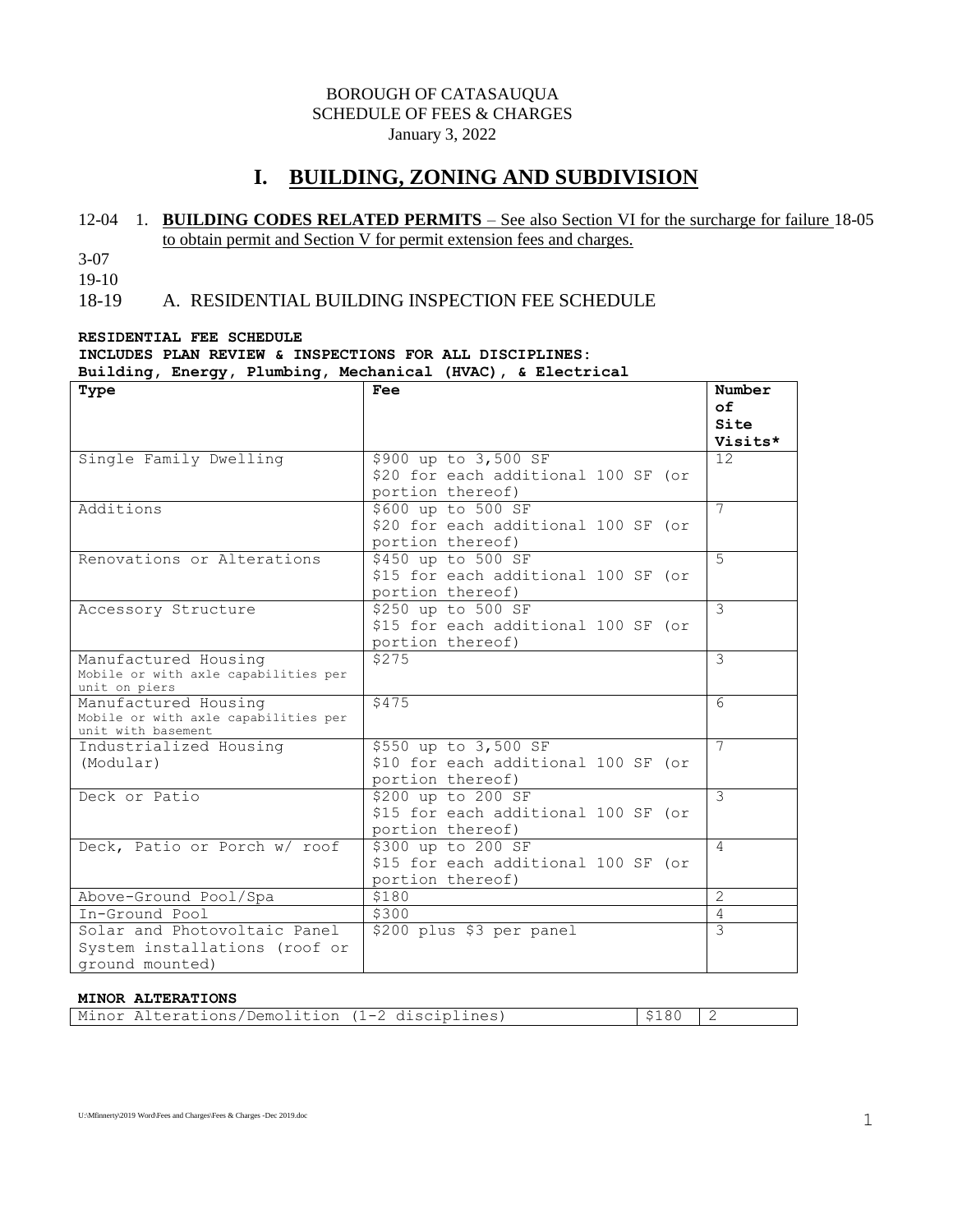BOROUGH OF CATASAUQUA
SCHEDULE OF FEES & CHARGES
January 3, 2022

# I. BUILDING, ZONING AND SUBDIVISION

12-04 1. **BUILDING CODES RELATED PERMITS** – See also Section VI for the surcharge for failure to obtain permit and Section V for permit extension fees and charges. 18-05

3-07

19-10

18-19 A. RESIDENTIAL BUILDING INSPECTION FEE SCHEDULE

**RESIDENTIAL FEE SCHEDULE**
**INCLUDES PLAN REVIEW & INSPECTIONS FOR ALL DISCIPLINES:**
**Building, Energy, Plumbing, Mechanical (HVAC), & Electrical**

| Type | Fee | Number of Site Visits* |
|---|---|---|
| Single Family Dwelling | $900 up to 3,500 SF<br>$20 for each additional 100 SF (or portion thereof) | 12 |
| Additions | $600 up to 500 SF<br>$20 for each additional 100 SF (or portion thereof) | 7 |
| Renovations or Alterations | $450 up to 500 SF<br>$15 for each additional 100 SF (or portion thereof) | 5 |
| Accessory Structure | $250 up to 500 SF<br>$15 for each additional 100 SF (or portion thereof) | 3 |
| Manufactured Housing<br>Mobile or with axle capabilities per unit on piers | $275 | 3 |
| Manufactured Housing<br>Mobile or with axle capabilities per unit with basement | $475 | 6 |
| Industrialized Housing (Modular) | $550 up to 3,500 SF<br>$10 for each additional 100 SF (or portion thereof) | 7 |
| Deck or Patio | $200 up to 200 SF<br>$15 for each additional 100 SF (or portion thereof) | 3 |
| Deck, Patio or Porch w/ roof | $300 up to 200 SF<br>$15 for each additional 100 SF (or portion thereof) | 4 |
| Above-Ground Pool/Spa | $180 | 2 |
| In-Ground Pool | $300 | 4 |
| Solar and Photovoltaic Panel System installations (roof or ground mounted) | $200 plus $3 per panel | 3 |

**MINOR ALTERATIONS**

| Minor Alterations/Demolition (1-2 disciplines) | $180 | 2 |
|---|---|---|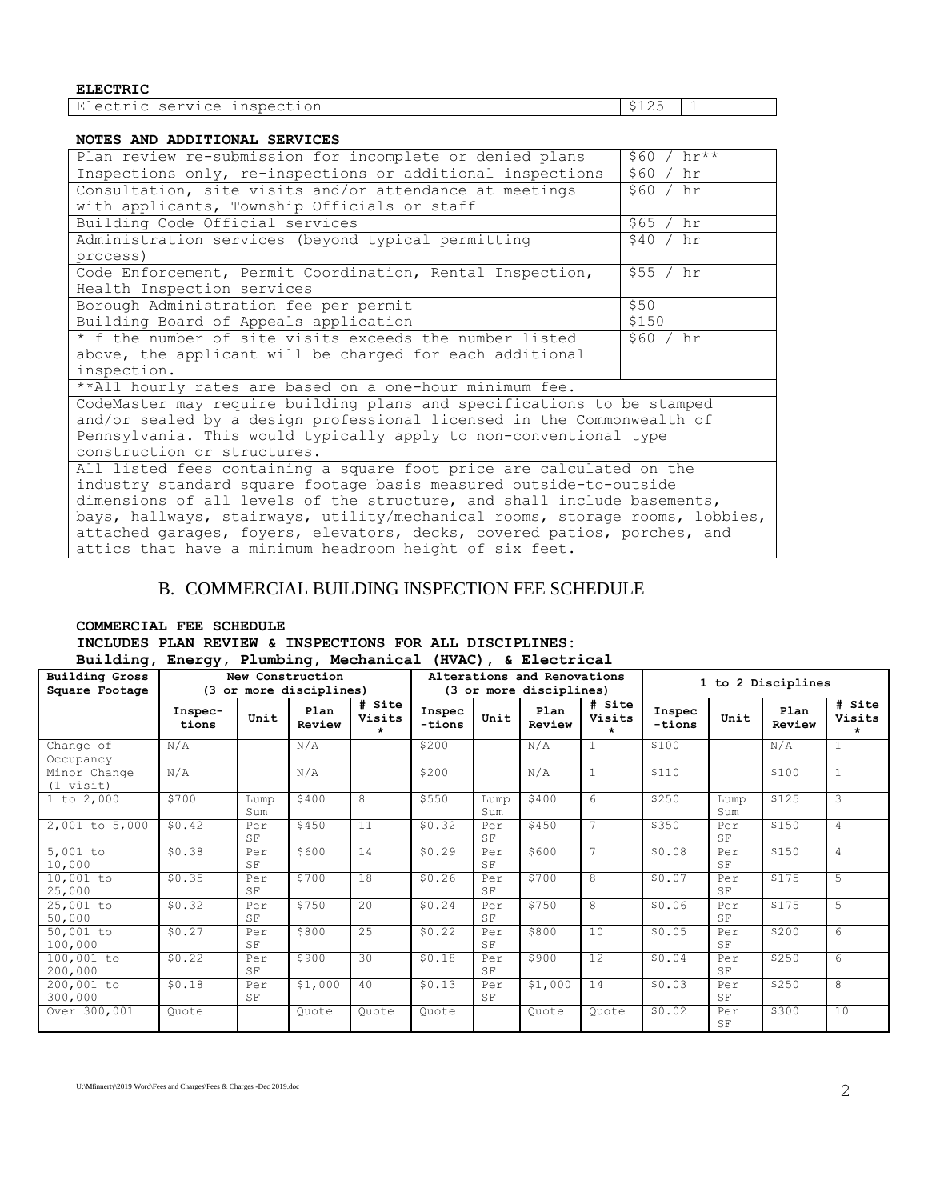**ELECTRIC**

| Electric service inspection | $125 | 1 |
|---|---|---|

**NOTES AND ADDITIONAL SERVICES**

| Plan review re-submission for incomplete or denied plans | $60 / hr** |
|---|---|
| Inspections only, re-inspections or additional inspections | $60 / hr |
| Consultation, site visits and/or attendance at meetings with applicants, Township Officials or staff | $60 / hr |
| Building Code Official services | $65 / hr |
| Administration services (beyond typical permitting process) | $40 / hr |
| Code Enforcement, Permit Coordination, Rental Inspection, Health Inspection services | $55 / hr |
| Borough Administration fee per permit | $50 |
| Building Board of Appeals application | $150 |
| *If the number of site visits exceeds the number listed above, the applicant will be charged for each additional inspection. | $60 / hr |
| **All hourly rates are based on a one-hour minimum fee. | |
| CodeMaster may require building plans and specifications to be stamped and/or sealed by a design professional licensed in the Commonwealth of Pennsylvania. This would typically apply to non-conventional type construction or structures. | |
| All listed fees containing a square foot price are calculated on the industry standard square footage basis measured outside-to-outside dimensions of all levels of the structure, and shall include basements, bays, hallways, stairways, utility/mechanical rooms, storage rooms, lobbies, attached garages, foyers, elevators, decks, covered patios, porches, and attics that have a minimum headroom height of six feet. | |

## B. COMMERCIAL BUILDING INSPECTION FEE SCHEDULE

**COMMERCIAL FEE SCHEDULE**
**INCLUDES PLAN REVIEW & INSPECTIONS FOR ALL DISCIPLINES:**
**Building, Energy, Plumbing, Mechanical (HVAC), & Electrical**

| Building Gross Square Footage | New Construction (3 or more disciplines) | | | | Alterations and Renovations (3 or more disciplines) | | | | 1 to 2 Disciplines | | | |
|---|---|---|---|---|---|---|---|---|---|---|---|---|
| | Inspec-tions | Unit | Plan Review | # Site Visits * | Inspec-tions | Unit | Plan Review | # Site Visits * | Inspec-tions | Unit | Plan Review | # Site Visits * |
| Change of Occupancy | N/A | | N/A | | $200 | | N/A | 1 | $100 | | N/A | 1 |
| Minor Change (1 visit) | N/A | | N/A | | $200 | | N/A | 1 | $110 | | $100 | 1 |
| 1 to 2,000 | $700 | Lump Sum | $400 | 8 | $550 | Lump Sum | $400 | 6 | $250 | Lump Sum | $125 | 3 |
| 2,001 to 5,000 | $0.42 | Per SF | $450 | 11 | $0.32 | Per SF | $450 | 7 | $350 | Per SF | $150 | 4 |
| 5,001 to 10,000 | $0.38 | Per SF | $600 | 14 | $0.29 | Per SF | $600 | 7 | $0.08 | Per SF | $150 | 4 |
| 10,001 to 25,000 | $0.35 | Per SF | $700 | 18 | $0.26 | Per SF | $700 | 8 | $0.07 | Per SF | $175 | 5 |
| 25,001 to 50,000 | $0.32 | Per SF | $750 | 20 | $0.24 | Per SF | $750 | 8 | $0.06 | Per SF | $175 | 5 |
| 50,001 to 100,000 | $0.27 | Per SF | $800 | 25 | $0.22 | Per SF | $800 | 10 | $0.05 | Per SF | $200 | 6 |
| 100,001 to 200,000 | $0.22 | Per SF | $900 | 30 | $0.18 | Per SF | $900 | 12 | $0.04 | Per SF | $250 | 6 |
| 200,001 to 300,000 | $0.18 | Per SF | $1,000 | 40 | $0.13 | Per SF | $1,000 | 14 | $0.03 | Per SF | $250 | 8 |
| Over 300,001 | Quote | | Quote | Quote | Quote | | Quote | Quote | $0.02 | Per SF | $300 | 10 |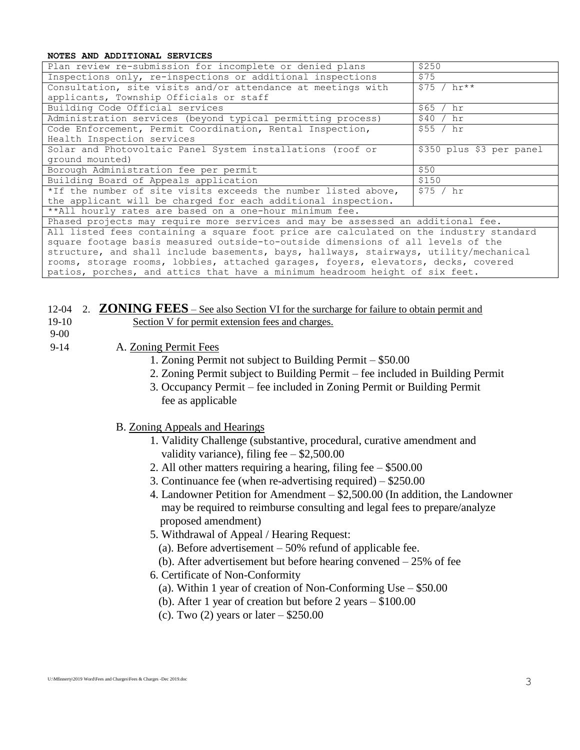**NOTES AND ADDITIONAL SERVICES**

| | |
|---|---|
| Plan review re-submission for incomplete or denied plans | $250 |
| Inspections only, re-inspections or additional inspections | $75 |
| Consultation, site visits and/or attendance at meetings with applicants, Township Officials or staff | $75 / hr** |
| Building Code Official services | $65 / hr |
| Administration services (beyond typical permitting process) | $40 / hr |
| Code Enforcement, Permit Coordination, Rental Inspection, Health Inspection services | $55 / hr |
| Solar and Photovoltaic Panel System installations (roof or ground mounted) | $350 plus $3 per panel |
| Borough Administration fee per permit | $50 |
| Building Board of Appeals application | $150 |
| *If the number of site visits exceeds the number listed above, the applicant will be charged for each additional inspection. | $75 / hr |
| **All hourly rates are based on a one-hour minimum fee. | |
| Phased projects may require more services and may be assessed an additional fee. | |
| All listed fees containing a square foot price are calculated on the industry standard square footage basis measured outside-to-outside dimensions of all levels of the structure, and shall include basements, bays, hallways, stairways, utility/mechanical rooms, storage rooms, lobbies, attached garages, foyers, elevators, decks, covered patios, porches, and attics that have a minimum headroom height of six feet. | |

12-04
19-10
9-00
9-14

2. **ZONING FEES** – See also Section VI for the surcharge for failure to obtain permit and Section V for permit extension fees and charges.

A. Zoning Permit Fees

1. Zoning Permit not subject to Building Permit – $50.00
2. Zoning Permit subject to Building Permit – fee included in Building Permit
3. Occupancy Permit – fee included in Zoning Permit or Building Permit fee as applicable

B. Zoning Appeals and Hearings

1. Validity Challenge (substantive, procedural, curative amendment and validity variance), filing fee – $2,500.00
2. All other matters requiring a hearing, filing fee – $500.00
3. Continuance fee (when re-advertising required) – $250.00
4. Landowner Petition for Amendment – $2,500.00 (In addition, the Landowner may be required to reimburse consulting and legal fees to prepare/analyze proposed amendment)
5. Withdrawal of Appeal / Hearing Request:
   (a). Before advertisement – 50% refund of applicable fee.
   (b). After advertisement but before hearing convened – 25% of fee
6. Certificate of Non-Conformity
   (a). Within 1 year of creation of Non-Conforming Use – $50.00
   (b). After 1 year of creation but before 2 years – $100.00
   (c). Two (2) years or later – $250.00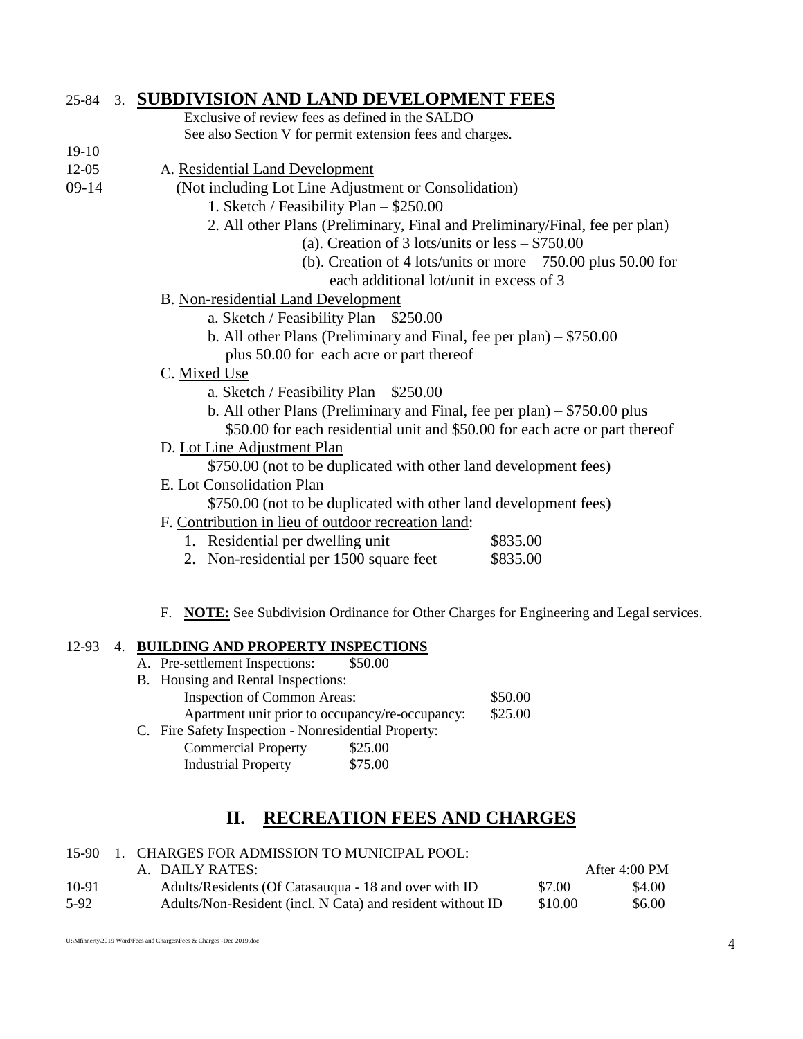25-84 3. **SUBDIVISION AND LAND DEVELOPMENT FEES**

Exclusive of review fees as defined in the SALDO
See also Section V for permit extension fees and charges.

19-10
12-05 A. Residential Land Development
09-14 (Not including Lot Line Adjustment or Consolidation)

1. Sketch / Feasibility Plan – $250.00
2. All other Plans (Preliminary, Final and Preliminary/Final, fee per plan)
   - (a). Creation of 3 lots/units or less – $750.00
   - (b). Creation of 4 lots/units or more – 750.00 plus 50.00 for each additional lot/unit in excess of 3

B. Non-residential Land Development

- a. Sketch / Feasibility Plan – $250.00
- b. All other Plans (Preliminary and Final, fee per plan) – $750.00 plus 50.00 for each acre or part thereof

C. Mixed Use

- a. Sketch / Feasibility Plan – $250.00
- b. All other Plans (Preliminary and Final, fee per plan) – $750.00 plus $50.00 for each residential unit and $50.00 for each acre or part thereof

D. Lot Line Adjustment Plan

$750.00 (not to be duplicated with other land development fees)

E. Lot Consolidation Plan

$750.00 (not to be duplicated with other land development fees)

F. Contribution in lieu of outdoor recreation land:

| | |
|---|---|
| 1. Residential per dwelling unit | $835.00 |
| 2. Non-residential per 1500 square feet | $835.00 |

F. **NOTE:** See Subdivision Ordinance for Other Charges for Engineering and Legal services.

12-93 4. **BUILDING AND PROPERTY INSPECTIONS**

A. Pre-settlement Inspections: $50.00

B. Housing and Rental Inspections:

| | |
|---|---|
| Inspection of Common Areas: | $50.00 |
| Apartment unit prior to occupancy/re-occupancy: | $25.00 |

C. Fire Safety Inspection - Nonresidential Property:

| | |
|---|---|
| Commercial Property | $25.00 |
| Industrial Property | $75.00 |

# II. RECREATION FEES AND CHARGES

15-90 1. CHARGES FOR ADMISSION TO MUNICIPAL POOL:

| | A. DAILY RATES: | | After 4:00 PM |
|---|---|---|---|
| 10-91 | Adults/Residents (Of Catasauqua - 18 and over with ID | $7.00 | $4.00 |
| 5-92 | Adults/Non-Resident (incl. N Cata) and resident without ID | $10.00 | $6.00 |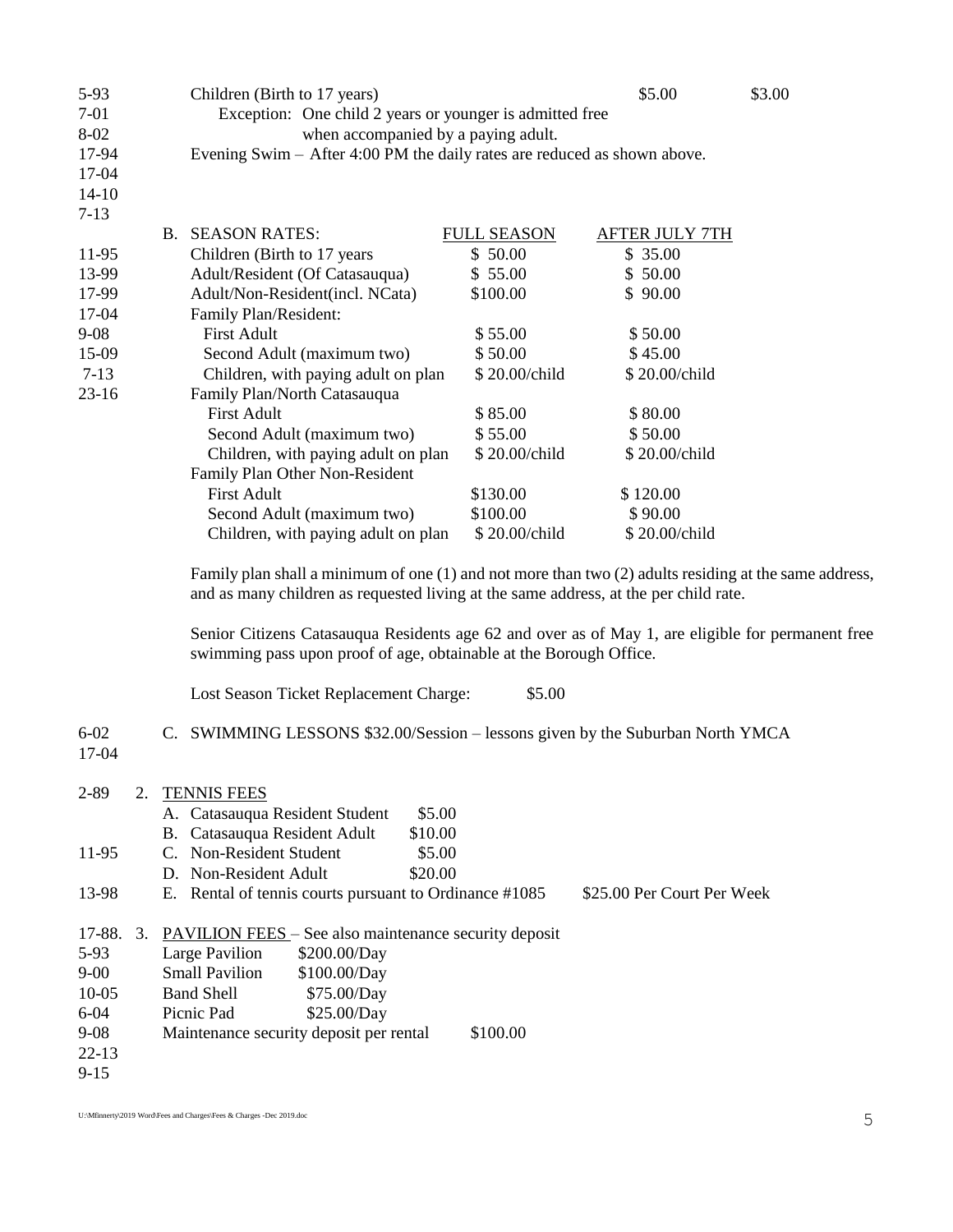| | | | | |
|---|---|---|---|---|
| 5-93 | Children (Birth to 17 years) | | $5.00 | $3.00 |
| 7-01 | Exception: One child 2 years or younger is admitted free | | | |
| 8-02 | when accompanied by a paying adult. | | | |
| 17-94 | Evening Swim – After 4:00 PM the daily rates are reduced as shown above. | | | |
| 17-04 | | | | |
| 14-10 | | | | |
| 7-13 | | | | |

| | B. SEASON RATES: | FULL SEASON | AFTER JULY 7TH |
|---|---|---|---|
| 11-95 | Children (Birth to 17 years | $ 50.00 | $ 35.00 |
| 13-99 | Adult/Resident (Of Catasauqua) | $ 55.00 | $ 50.00 |
| 17-99 | Adult/Non-Resident(incl. NCata) | $100.00 | $ 90.00 |
| 17-04 | Family Plan/Resident: | | |
| 9-08 | First Adult | $ 55.00 | $ 50.00 |
| 15-09 | Second Adult (maximum two) | $ 50.00 | $ 45.00 |
| 7-13 | Children, with paying adult on plan | $ 20.00/child | $ 20.00/child |
| 23-16 | Family Plan/North Catasauqua | | |
| | First Adult | $ 85.00 | $ 80.00 |
| | Second Adult (maximum two) | $ 55.00 | $ 50.00 |
| | Children, with paying adult on plan | $ 20.00/child | $ 20.00/child |
| | Family Plan Other Non-Resident | | |
| | First Adult | $130.00 | $ 120.00 |
| | Second Adult (maximum two) | $100.00 | $ 90.00 |
| | Children, with paying adult on plan | $ 20.00/child | $ 20.00/child |

Family plan shall a minimum of one (1) and not more than two (2) adults residing at the same address, and as many children as requested living at the same address, at the per child rate.

Senior Citizens Catasauqua Residents age 62 and over as of May 1, are eligible for permanent free swimming pass upon proof of age, obtainable at the Borough Office.

Lost Season Ticket Replacement Charge: $5.00

6-02
17-04 C. SWIMMING LESSONS $32.00/Session – lessons given by the Suburban North YMCA

2-89 2. TENNIS FEES

| | | | |
|---|---|---|---|
| 2-89 | A. Catasauqua Resident Student | $5.00 | |
| | B. Catasauqua Resident Adult | $10.00 | |
| 11-95 | C. Non-Resident Student | $5.00 | |
| | D. Non-Resident Adult | $20.00 | |
| 13-98 | E. Rental of tennis courts pursuant to Ordinance #1085 | | $25.00 Per Court Per Week |

17-88. 3. PAVILION FEES – See also maintenance security deposit

| | | |
|---|---|---|
| 5-93 | Large Pavilion | $200.00/Day |
| 9-00 | Small Pavilion | $100.00/Day |
| 10-05 | Band Shell | $75.00/Day |
| 6-04 | Picnic Pad | $25.00/Day |
| 9-08 | Maintenance security deposit per rental | $100.00 |
| 22-13 | | |
| 9-15 | | |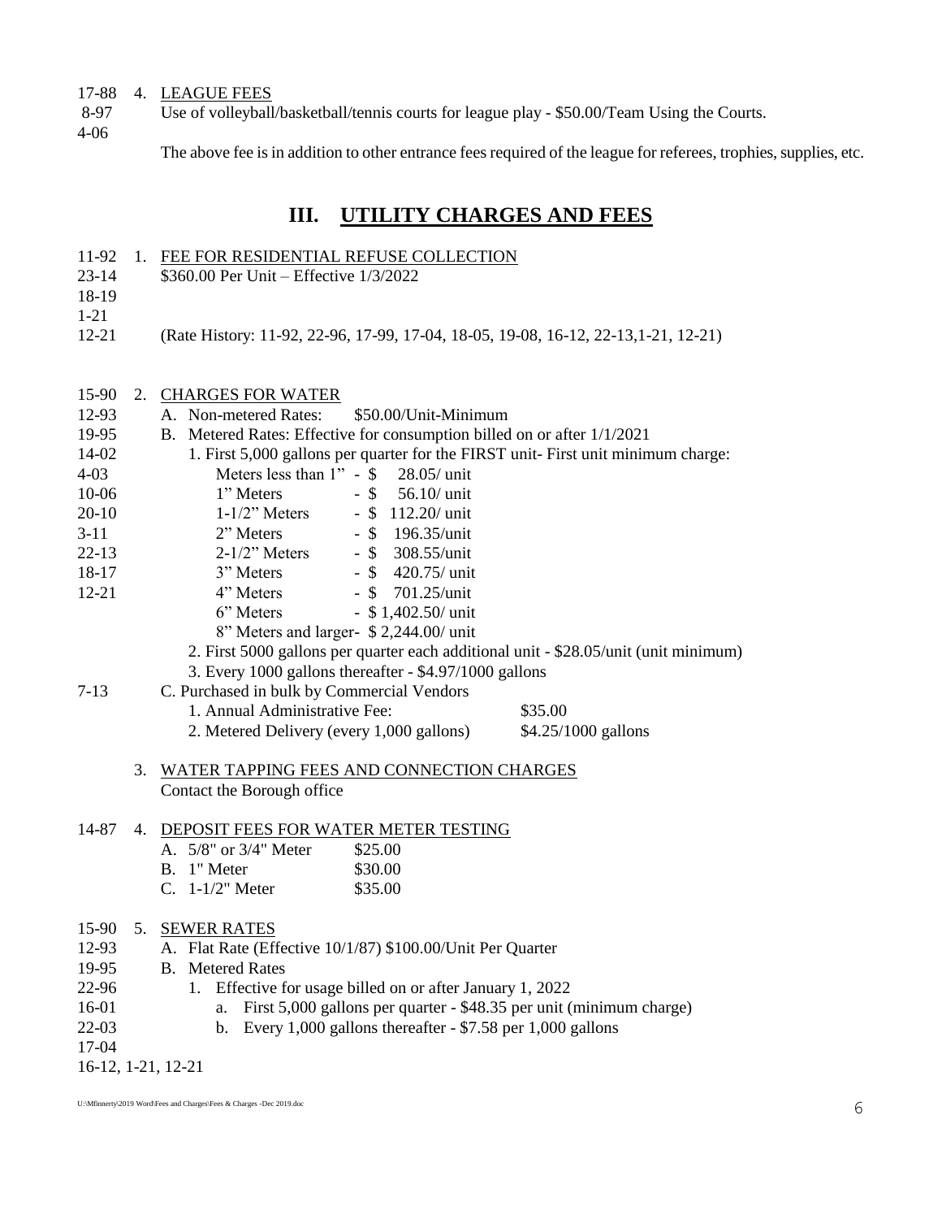17-88 4. LEADING FEES

8-97 Use of volleyball/basketball/tennis courts for league play - $50.00/Team Using the Courts.

4-06

The above fee is in addition to other entrance fees required of the league for referees, trophies, supplies, etc.

## III. UTILITY CHARGES AND FEES

11-92 1. FEE FOR RESIDENTIAL REFUSE COLLECTION
23-14 $360.00 Per Unit – Effective 1/3/2022
18-19
1-21
12-21 (Rate History: 11-92, 22-96, 17-99, 17-04, 18-05, 19-08, 16-12, 22-13,1-21, 12-21)

15-90 2. CHARGES FOR WATER
12-93 A. Non-metered Rates: $50.00/Unit-Minimum
19-95 B. Metered Rates: Effective for consumption billed on or after 1/1/2021
14-02 1. First 5,000 gallons per quarter for the FIRST unit- First unit minimum charge:
4-03 Meters less than 1" - $ 28.05/ unit
10-06 1" Meters - $ 56.10/ unit
20-10 1-1/2" Meters - $ 112.20/ unit
3-11 2" Meters - $ 196.35/unit
22-13 2-1/2" Meters - $ 308.55/unit
18-17 3" Meters - $ 420.75/ unit
12-21 4" Meters - $ 701.25/unit
6" Meters - $ 1,402.50/ unit
8" Meters and larger- $ 2,244.00/ unit
2. First 5000 gallons per quarter each additional unit - $28.05/unit (unit minimum)
3. Every 1000 gallons thereafter - $4.97/1000 gallons
7-13 C. Purchased in bulk by Commercial Vendors
1. Annual Administrative Fee: $35.00
2. Metered Delivery (every 1,000 gallons) $4.25/1000 gallons

3. WATER TAPPING FEES AND CONNECTION CHARGES
Contact the Borough office

14-87 4. DEPOSIT FEES FOR WATER METER TESTING
A. 5/8" or 3/4" Meter $25.00
B. 1" Meter $30.00
C. 1-1/2" Meter $35.00

15-90 5. SEWER RATES
12-93 A. Flat Rate (Effective 10/1/87) $100.00/Unit Per Quarter
19-95 B. Metered Rates
22-96 1. Effective for usage billed on or after January 1, 2022
16-01 a. First 5,000 gallons per quarter - $48.35 per unit (minimum charge)
22-03 b. Every 1,000 gallons thereafter - $7.58 per 1,000 gallons
17-04
16-12, 1-21, 12-21

U:\Mfinnerty\2019 Word\Fees and Charges\Fees & Charges -Dec 2019.doc

17-88 4. LEAGUE FEES

8-97 Use of volleyball/basketball/tennis courts for league play - $50.00/Team Using the Courts.

4-06

The above fee is in addition to other entrance fees required of the league for referees, trophies, supplies, etc.

## III. UTILITY CHARGES AND FEES

11-92 1. FEE FOR RESIDENTIAL REFUSE COLLECTION
23-14 $360.00 Per Unit – Effective 1/3/2022
18-19
1-21
12-21 (Rate History: 11-92, 22-96, 17-99, 17-04, 18-05, 19-08, 16-12, 22-13,1-21, 12-21)

15-90 2. CHARGES FOR WATER
12-93 A. Non-metered Rates: $50.00/Unit-Minimum
19-95 B. Metered Rates: Effective for consumption billed on or after 1/1/2021
14-02 1. First 5,000 gallons per quarter for the FIRST unit- First unit minimum charge:
4-03 Meters less than 1" - $ 28.05/ unit
10-06 1" Meters - $ 56.10/ unit
20-10 1-1/2" Meters - $ 112.20/ unit
3-11 2" Meters - $ 196.35/unit
22-13 2-1/2" Meters - $ 308.55/unit
18-17 3" Meters - $ 420.75/ unit
12-21 4" Meters - $ 701.25/unit
6" Meters - $ 1,402.50/ unit
8" Meters and larger- $ 2,244.00/ unit
2. First 5000 gallons per quarter each additional unit - $28.05/unit (unit minimum)
3. Every 1000 gallons thereafter - $4.97/1000 gallons
7-13 C. Purchased in bulk by Commercial Vendors
1. Annual Administrative Fee: $35.00
2. Metered Delivery (every 1,000 gallons) $4.25/1000 gallons

3. WATER TAPPING FEES AND CONNECTION CHARGES
Contact the Borough office

14-87 4. DEPOSIT FEES FOR WATER METER TESTING
A. 5/8" or 3/4" Meter $25.00
B. 1" Meter $30.00
C. 1-1/2" Meter $35.00

15-90 5. SEWER RATES
12-93 A. Flat Rate (Effective 10/1/87) $100.00/Unit Per Quarter
19-95 B. Metered Rates
22-96 1. Effective for usage billed on or after January 1, 2022
16-01 a. First 5,000 gallons per quarter - $48.35 per unit (minimum charge)
22-03 b. Every 1,000 gallons thereafter - $7.58 per 1,000 gallons
17-04
16-12, 1-21, 12-21

U:\Mfinnerty\2019 Word\Fees and Charges\Fees & Charges -Dec 2019.doc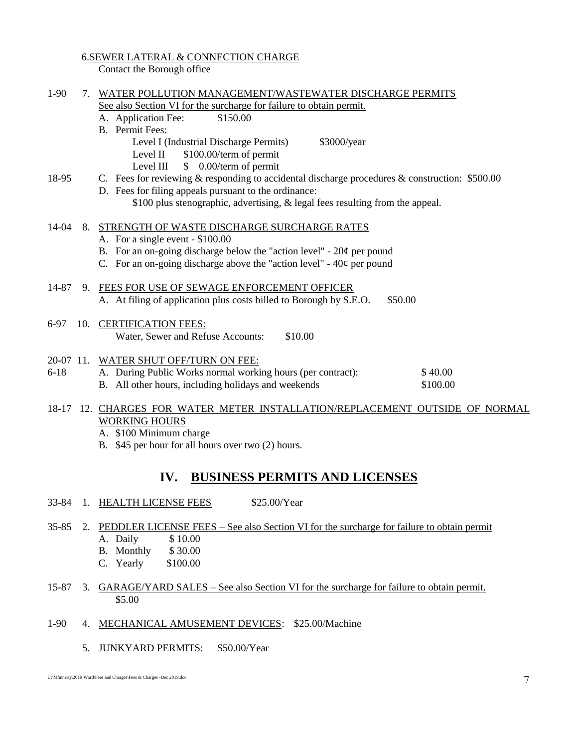6. SEWER LATERAL & CONNECTION CHARGE
Contact the Borough office

1-90 7. WATER POLLUTION MANAGEMENT/WASTEWATER DISCHARGE PERMITS
See also Section VI for the surcharge for failure to obtain permit.

- A. Application Fee: $150.00
- B. Permit Fees:
  - Level I (Industrial Discharge Permits) $3000/year
  - Level II $100.00/term of permit
  - Level III $ 0.00/term of permit

18-95
- C. Fees for reviewing & responding to accidental discharge procedures & construction: $500.00
- D. Fees for filing appeals pursuant to the ordinance:
  $100 plus stenographic, advertising, & legal fees resulting from the appeal.

14-04 8. STRENGTH OF WASTE DISCHARGE SURCHARGE RATES

- A. For a single event - $100.00
- B. For an on-going discharge below the "action level" - 20¢ per pound
- C. For an on-going discharge above the "action level" - 40¢ per pound

14-87 9. FEES FOR USE OF SEWAGE ENFORCEMENT OFFICER

- A. At filing of application plus costs billed to Borough by S.E.O. $50.00

6-97 10. CERTIFICATION FEES:
Water, Sewer and Refuse Accounts: $10.00

20-07 11. WATER SHUT OFF/TURN ON FEE:
6-18
- A. During Public Works normal working hours (per contract): $ 40.00
- B. All other hours, including holidays and weekends $100.00

18-17 12. CHARGES FOR WATER METER INSTALLATION/REPLACEMENT OUTSIDE OF NORMAL WORKING HOURS

- A. $100 Minimum charge
- B. $45 per hour for all hours over two (2) hours.

## IV. BUSINESS PERMITS AND LICENSES

33-84 1. HEALTH LICENSE FEES $25.00/Year

35-85 2. PEDDLER LICENSE FEES – See also Section VI for the surcharge for failure to obtain permit

- A. Daily $ 10.00
- B. Monthly $ 30.00
- C. Yearly $100.00

15-87 3. GARAGE/YARD SALES – See also Section VI for the surcharge for failure to obtain permit.
$5.00

1-90 4. MECHANICAL AMUSEMENT DEVICES: $25.00/Machine

5. JUNKYARD PERMITS: $50.00/Year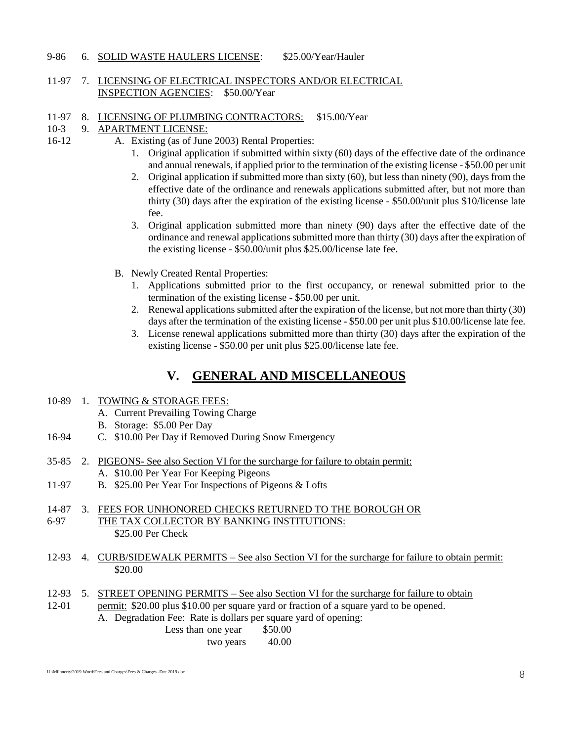9-86 6. SOLID WASTE HAULERS LICENSE: $25.00/Year/Hauler

11-97 7. LICENSING OF ELECTRICAL INSPECTORS AND/OR ELECTRICAL INSPECTION AGENCIES: $50.00/Year

11-97 8. LICENSING OF PLUMBING CONTRACTORS: $15.00/Year

10-3 9. APARTMENT LICENSE:

16-12

A. Existing (as of June 2003) Rental Properties:
   1. Original application if submitted within sixty (60) days of the effective date of the ordinance and annual renewals, if applied prior to the termination of the existing license - $50.00 per unit
   2. Original application if submitted more than sixty (60), but less than ninety (90), days from the effective date of the ordinance and renewals applications submitted after, but not more than thirty (30) days after the expiration of the existing license - $50.00/unit plus $10/license late fee.
   3. Original application submitted more than ninety (90) days after the effective date of the ordinance and renewal applications submitted more than thirty (30) days after the expiration of the existing license - $50.00/unit plus $25.00/license late fee.

B. Newly Created Rental Properties:
   1. Applications submitted prior to the first occupancy, or renewal submitted prior to the termination of the existing license - $50.00 per unit.
   2. Renewal applications submitted after the expiration of the license, but not more than thirty (30) days after the termination of the existing license - $50.00 per unit plus $10.00/license late fee.
   3. License renewal applications submitted more than thirty (30) days after the expiration of the existing license - $50.00 per unit plus $25.00/license late fee.

## V. GENERAL AND MISCELLANEOUS

10-89 1. TOWING & STORAGE FEES:

A. Current Prevailing Towing Charge

B. Storage: $5.00 Per Day

16-94 C. $10.00 Per Day if Removed During Snow Emergency

35-85 2. PIGEONS- See also Section VI for the surcharge for failure to obtain permit:

A. $10.00 Per Year For Keeping Pigeons

11-97 B. $25.00 Per Year For Inspections of Pigeons & Lofts

14-87 3. FEES FOR UNHONORED CHECKS RETURNED TO THE BOROUGH OR
6-97 THE TAX COLLECTOR BY BANKING INSTITUTIONS:

$25.00 Per Check

12-93 4. CURB/SIDEWALK PERMITS – See also Section VI for the surcharge for failure to obtain permit:

$20.00

12-93 5. STREET OPENING PERMITS – See also Section VI for the surcharge for failure to obtain
12-01 permit: $20.00 plus $10.00 per square yard or fraction of a square yard to be opened.

A. Degradation Fee: Rate is dollars per square yard of opening:

| | |
|---|---|
| Less than one year | $50.00 |
| two years | 40.00 |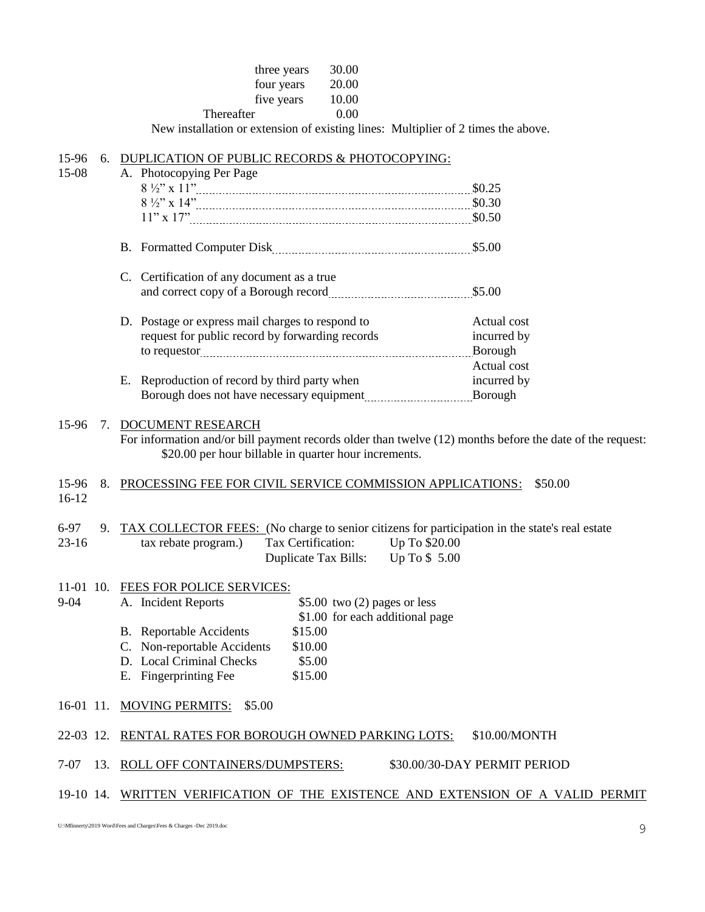| | |
|---|---|
| three years | 30.00 |
| four years | 20.00 |
| five years | 10.00 |
| Thereafter | 0.00 |

New installation or extension of existing lines: Multiplier of 2 times the above.

15-96 15-08 6. DUPLICATION OF PUBLIC RECORDS & PHOTOCOPYING:

A. Photocopying Per Page

| | |
|---|---|
| 8 ½" x 11" | $0.25 |
| 8 ½" x 14" | $0.30 |
| 11" x 17" | $0.50 |

B. Formatted Computer Disk ........ $5.00

C. Certification of any document as a true and correct copy of a Borough record ........ $5.00

D. Postage or express mail charges to respond to request for public record by forwarding records to requestor ........ Actual cost incurred by Borough

E. Reproduction of record by third party when Borough does not have necessary equipment ........ Actual cost incurred by Borough

15-96 7. DOCUMENT RESEARCH

For information and/or bill payment records older than twelve (12) months before the date of the request: $20.00 per hour billable in quarter hour increments.

15-96 16-12 8. PROCESSING FEE FOR CIVIL SERVICE COMMISSION APPLICATIONS: $50.00

6-97 23-16 9. TAX COLLECTOR FEES: (No charge to senior citizens for participation in the state's real estate tax rebate program.)

| | |
|---|---|
| Tax Certification: | Up To $20.00 |
| Duplicate Tax Bills: | Up To $ 5.00 |

11-01 9-04 10. FEES FOR POLICE SERVICES:

| | |
|---|---|
| A. Incident Reports | $5.00 two (2) pages or less<br>$1.00 for each additional page |
| B. Reportable Accidents | $15.00 |
| C. Non-reportable Accidents | $10.00 |
| D. Local Criminal Checks | $5.00 |
| E. Fingerprinting Fee | $15.00 |

16-01 11. MOVING PERMITS: $5.00

22-03 12. RENTAL RATES FOR BOROUGH OWNED PARKING LOTS: $10.00/MONTH

7-07 13. ROLL OFF CONTAINERS/DUMPSTERS: $30.00/30-DAY PERMIT PERIOD

19-10 14. WRITTEN VERIFICATION OF THE EXISTENCE AND EXTENSION OF A VALID PERMIT

U:\Mfinnerty\2019 Word\Fees and Charges\Fees & Charges -Dec 2019.doc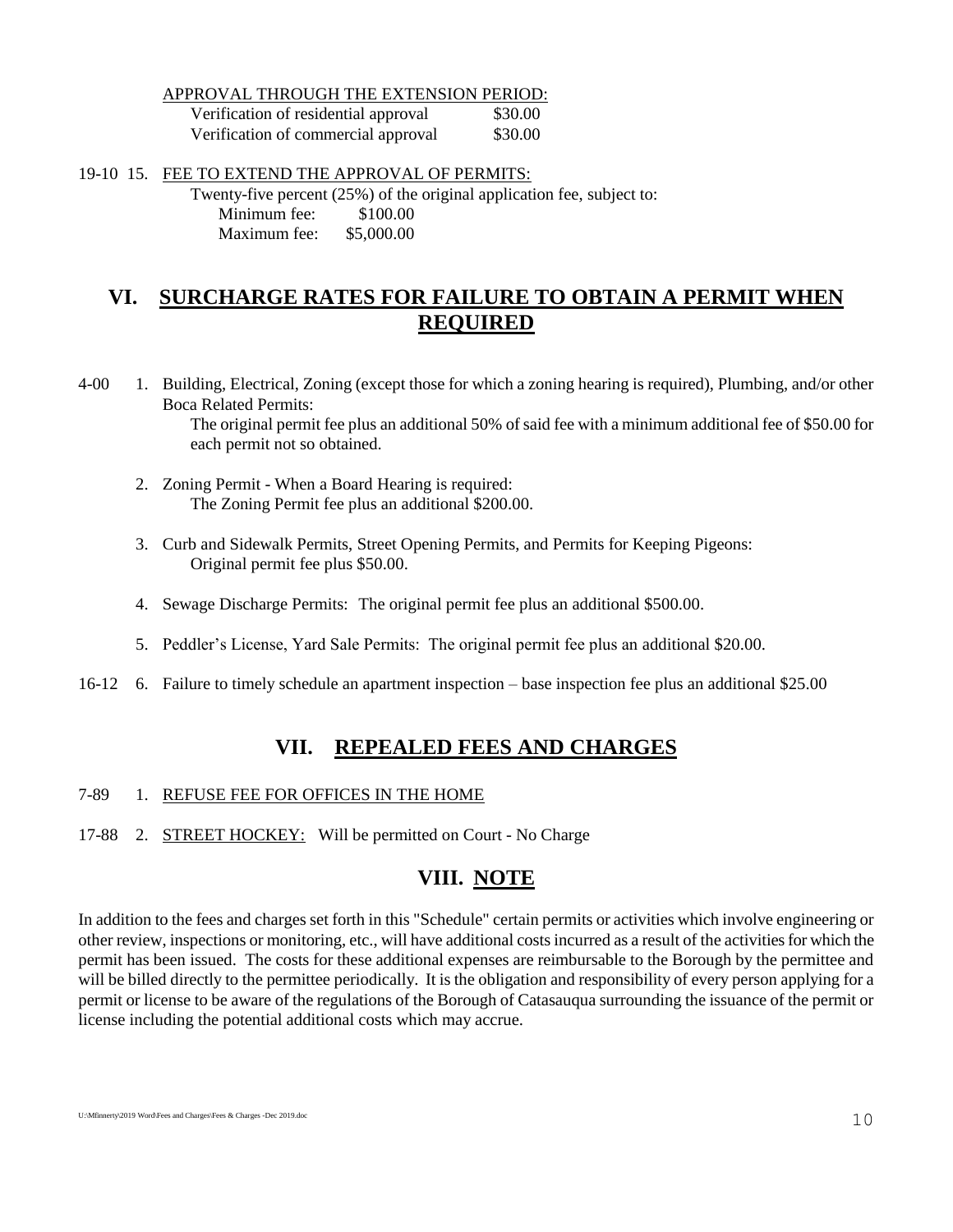APPROVAL THROUGH THE EXTENSION PERIOD:

| | |
|---|---|
| Verification of residential approval | $30.00 |
| Verification of commercial approval | $30.00 |

19-10 15. FEE TO EXTEND THE APPROVAL OF PERMITS:

Twenty-five percent (25%) of the original application fee, subject to:

Minimum fee: $100.00

Maximum fee: $5,000.00

## VI. SURCHARGE RATES FOR FAILURE TO OBTAIN A PERMIT WHEN REQUIRED

4-00 1. Building, Electrical, Zoning (except those for which a zoning hearing is required), Plumbing, and/or other Boca Related Permits:

The original permit fee plus an additional 50% of said fee with a minimum additional fee of $50.00 for each permit not so obtained.

2. Zoning Permit - When a Board Hearing is required:

The Zoning Permit fee plus an additional $200.00.

3. Curb and Sidewalk Permits, Street Opening Permits, and Permits for Keeping Pigeons:

Original permit fee plus $50.00.

4. Sewage Discharge Permits: The original permit fee plus an additional $500.00.

5. Peddler's License, Yard Sale Permits: The original permit fee plus an additional $20.00.

16-12 6. Failure to timely schedule an apartment inspection – base inspection fee plus an additional $25.00

## VII. REPEALED FEES AND CHARGES

7-89 1. REFUSE FEE FOR OFFICES IN THE HOME

17-88 2. STREET HOCKEY: Will be permitted on Court - No Charge

## VIII. NOTE

In addition to the fees and charges set forth in this "Schedule" certain permits or activities which involve engineering or other review, inspections or monitoring, etc., will have additional costs incurred as a result of the activities for which the permit has been issued. The costs for these additional expenses are reimbursable to the Borough by the permittee and will be billed directly to the permittee periodically. It is the obligation and responsibility of every person applying for a permit or license to be aware of the regulations of the Borough of Catasauqua surrounding the issuance of the permit or license including the potential additional costs which may accrue.

U:\Mfinnerty\2019 Word\Fees and Charges\Fees & Charges -Dec 2019.doc